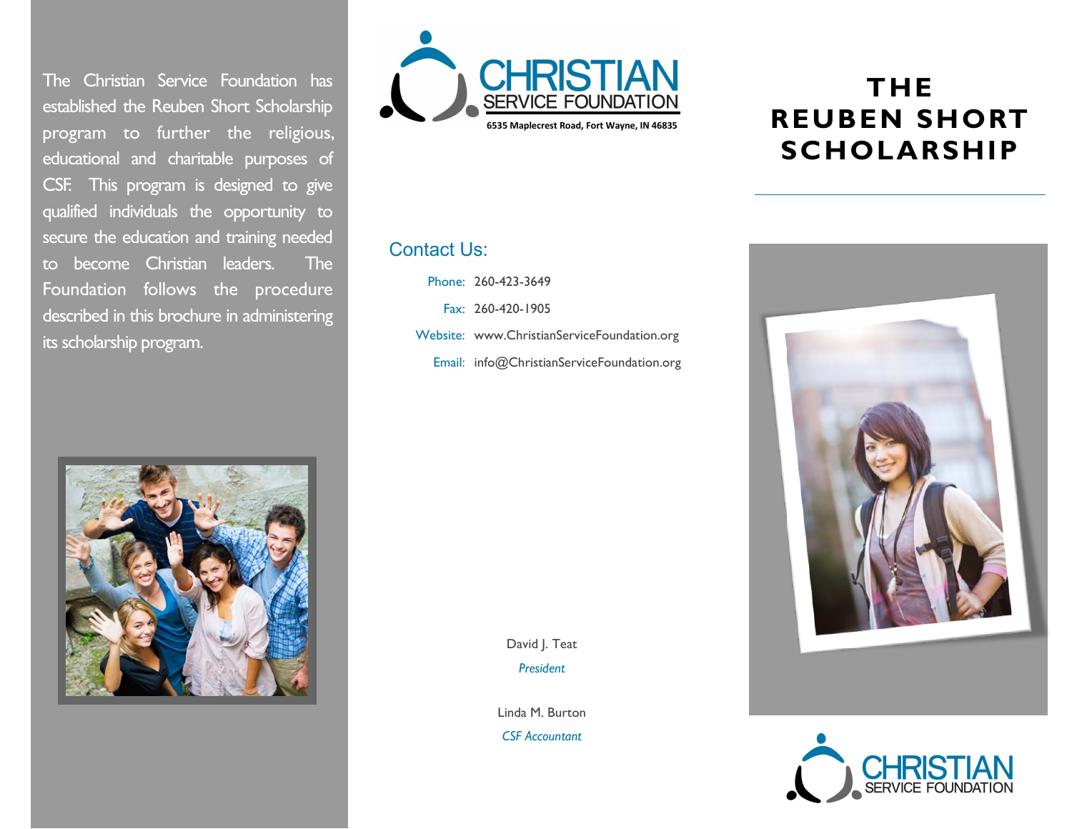The Christian Service Foundation has established the Reuben Short Scholarship program to further the religious, educational and charitable purposes of CSF. This program is designed to give qualified individuals the opportunity to secure the education and training needed to become Christian leaders. The Foundation follows the procedure described in this brochure in administering its scholarship program.

**CHRISTIAN SERVICE FOUNDATION**

6535 Maplecrest Road, Fort Wayne, IN 46835

## Contact Us:

Phone: 260-423-3649

Fax: 260-420-1905

Website: www.ChristianServiceFoundation.org

Email: info@ChristianServiceFoundation.org

David J. Teat
*President*

Linda M. Burton
*CSF Accountant*

# THE REUBEN SHORT SCHOLARSHIP

**CHRISTIAN SERVICE FOUNDATION**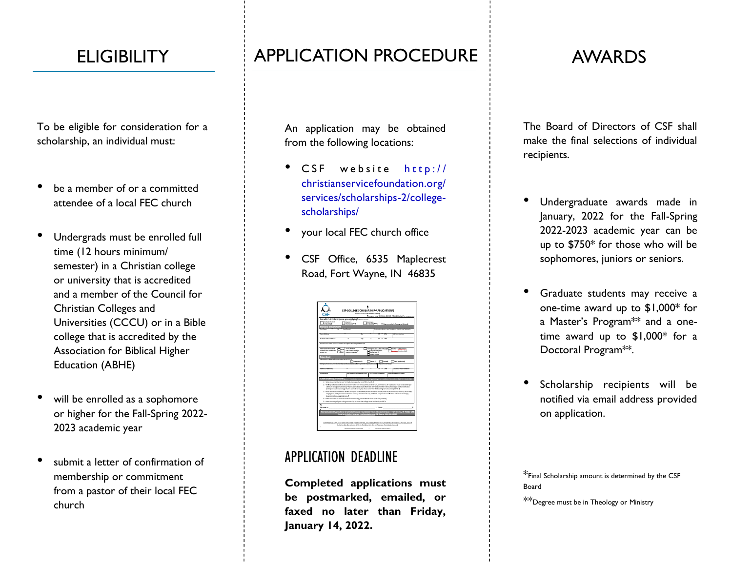# ELIGIBILITY

To be eligible for consideration for a scholarship, an individual must:

- be a member of or a committed attendee of a local FEC church
- Undergrads must be enrolled full time (12 hours minimum/ semester) in a Christian college or university that is accredited and a member of the Council for Christian Colleges and Universities (CCCU) or in a Bible college that is accredited by the Association for Biblical Higher Education (ABHE)
- will be enrolled as a sophomore or higher for the Fall-Spring 2022-2023 academic year
- submit a letter of confirmation of membership or commitment from a pastor of their local FEC church

# APPLICATION PROCEDURE

An application may be obtained from the following locations:

- CSF website http://christianservicefoundation.org/services/scholarships-2/college-scholarships/
- your local FEC church office
- CSF Office, 6535 Maplecrest Road, Fort Wayne, IN 46835

## APPLICATION DEADLINE

**Completed applications must be postmarked, emailed, or faxed no later than Friday, January 14, 2022.**

# AWARDS

The Board of Directors of CSF shall make the final selections of individual recipients.

- Undergraduate awards made in January, 2022 for the Fall-Spring 2022-2023 academic year can be up to $750* for those who will be sophomores, juniors or seniors.
- Graduate students may receive a one-time award up to $1,000* for a Master's Program** and a one-time award up to $1,000* for a Doctoral Program**.
- Scholarship recipients will be notified via email address provided on application.

*Final Scholarship amount is determined by the CSF Board

**Degree must be in Theology or Ministry